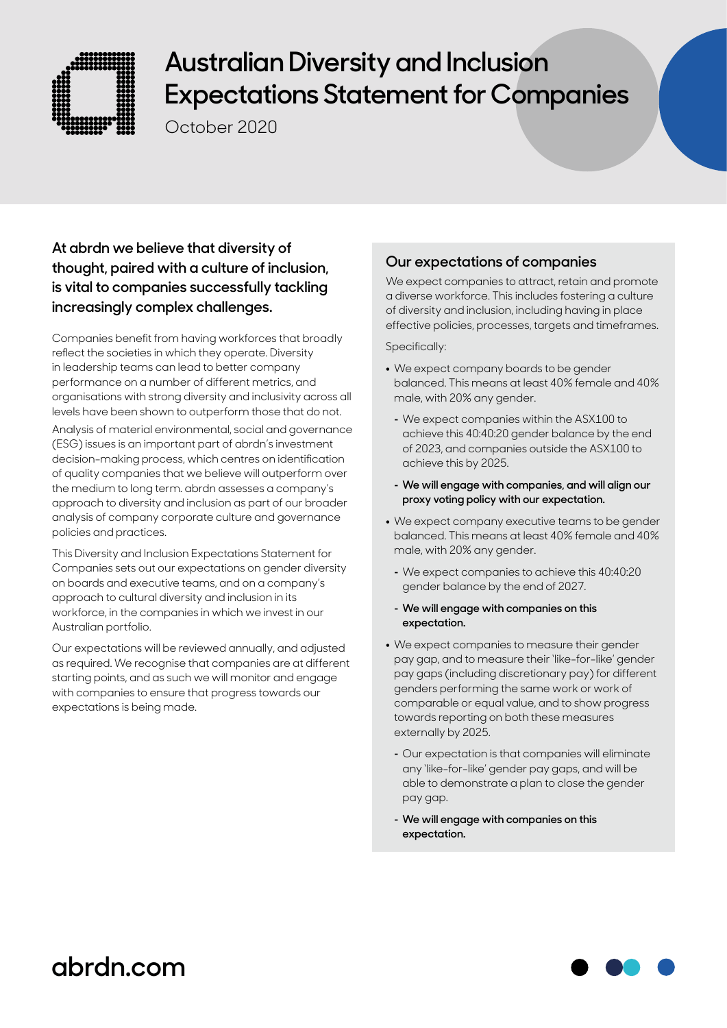# Australian Diversity and Inclusion Expectations Statement for Companies

October 2020

**At abrdn we believe that diversity of thought, paired with a culture of inclusion, is vital to companies successfully tackling increasingly complex challenges.**

Companies benefit from having workforces that broadly reflect the societies in which they operate. Diversity in leadership teams can lead to better company performance on a number of different metrics, and organisations with strong diversity and inclusivity across all levels have been shown to outperform those that do not.

Analysis of material environmental, social and governance (ESG) issues is an important part of abrdn's investment decision-making process, which centres on identification of quality companies that we believe will outperform over the medium to long term. abrdn assesses a company's approach to diversity and inclusion as part of our broader analysis of company corporate culture and governance policies and practices.

This Diversity and Inclusion Expectations Statement for Companies sets out our expectations on gender diversity on boards and executive teams, and on a company's approach to cultural diversity and inclusion in its workforce, in the companies in which we invest in our Australian portfolio.

Our expectations will be reviewed annually, and adjusted as required. We recognise that companies are at different starting points, and as such we will monitor and engage with companies to ensure that progress towards our expectations is being made.

## Our expectations of companies

We expect companies to attract, retain and promote a diverse workforce. This includes fostering a culture of diversity and inclusion, including having in place effective policies, processes, targets and timeframes.

Specifically:

- We expect company boards to be gender balanced. This means at least 40% female and 40% male, with 20% any gender.
  - We expect companies within the ASX100 to achieve this 40:40:20 gender balance by the end of 2023, and companies outside the ASX100 to achieve this by 2025.
  - **We will engage with companies, and will align our proxy voting policy with our expectation.**
- We expect company executive teams to be gender balanced. This means at least 40% female and 40% male, with 20% any gender.
  - We expect companies to achieve this 40:40:20 gender balance by the end of 2027.
  - **We will engage with companies on this expectation.**
- We expect companies to measure their gender pay gap, and to measure their 'like-for-like' gender pay gaps (including discretionary pay) for different genders performing the same work or work of comparable or equal value, and to show progress towards reporting on both these measures externally by 2025.
  - Our expectation is that companies will eliminate any 'like-for-like' gender pay gaps, and will be able to demonstrate a plan to close the gender pay gap.
  - **We will engage with companies on this expectation.**

abrdn.com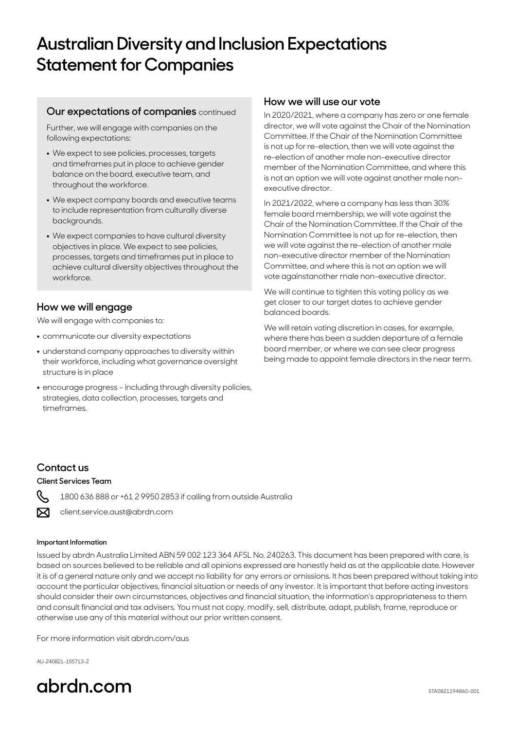# Australian Diversity and Inclusion Expectations Statement for Companies

### Our expectations of companies continued

Further, we will engage with companies on the following expectations:

- We expect to see policies, processes, targets and timeframes put in place to achieve gender balance on the board, executive team, and throughout the workforce.
- We expect company boards and executive teams to include representation from culturally diverse backgrounds.
- We expect companies to have cultural diversity objectives in place. We expect to see policies, processes, targets and timeframes put in place to achieve cultural diversity objectives throughout the workforce.

## How we will engage

We will engage with companies to:

- communicate our diversity expectations
- understand company approaches to diversity within their workforce, including what governance oversight structure is in place
- encourage progress – including through diversity policies, strategies, data collection, processes, targets and timeframes.

## How we will use our vote

In 2020/2021, where a company has zero or one female director, we will vote against the Chair of the Nomination Committee. If the Chair of the Nomination Committee is not up for re-election, then we will vote against the re-election of another male non-executive director member of the Nomination Committee, and where this is not an option we will vote against another male non-executive director.

In 2021/2022, where a company has less than 30% female board membership, we will vote against the Chair of the Nomination Committee. If the Chair of the Nomination Committee is not up for re-election, then we will vote against the re-election of another male non-executive director member of the Nomination Committee, and where this is not an option we will vote againstanother male non-executive director.

We will continue to tighten this voting policy as we get closer to our target dates to achieve gender balanced boards.

We will retain voting discretion in cases, for example, where there has been a sudden departure of a female board member, or where we can see clear progress being made to appoint female directors in the near term.

## Contact us

**Client Services Team**

1800 636 888 or +61 2 9950 2853 if calling from outside Australia

client.service.aust@abrdn.com

**Important Information**

Issued by abrdn Australia Limited ABN 59 002 123 364 AFSL No. 240263. This document has been prepared with care, is based on sources believed to be reliable and all opinions expressed are honestly held as at the applicable date. However it is of a general nature only and we accept no liability for any errors or omissions. It has been prepared without taking into account the particular objectives, financial situation or needs of any investor. It is important that before acting investors should consider their own circumstances, objectives and financial situation, the information's appropriateness to them and consult financial and tax advisers. You must not copy, modify, sell, distribute, adapt, publish, frame, reproduce or otherwise use any of this material without our prior written consent.

For more information visit abrdn.com/aus

AU-240821-155713-2

abrdn.com

STA0821194860-001